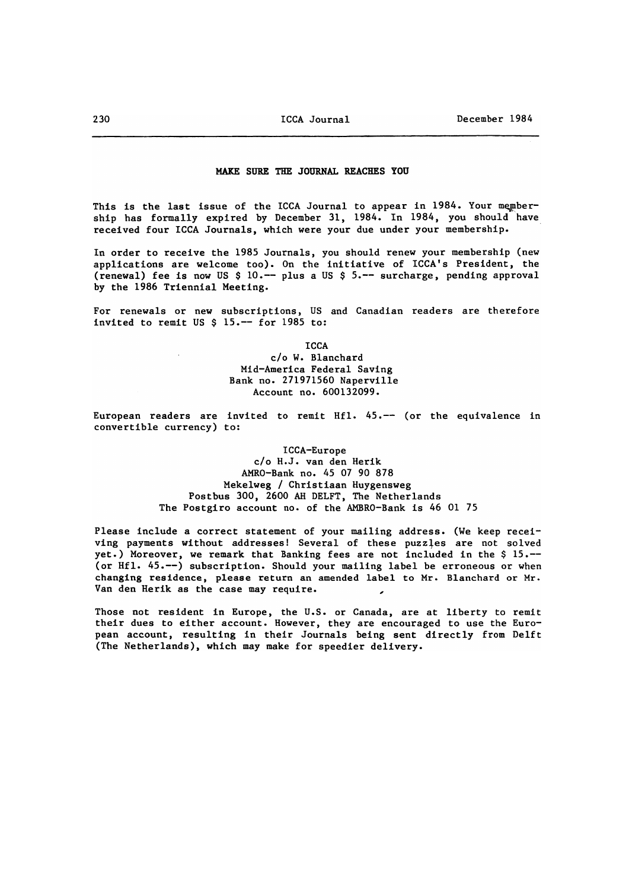## MAKE SURE THE JOURNAL REACHES YOU

This is the last issue of the ICCA Journal to appear in 1984. Your membership has formally expired by December 31, 1984. In 1984, you should have received four ICCA Journals, which were your due under your membership.

In order to receive the 1985 Journals, you should renew your membership (new applications are welcome too). On the initiative of ICCA's President, the (renewal) fee is now US $ 10.-- plus a US $ 5.-- surcharge, pending approval by the 1986 Triennial Meeting.

For renewals or new subscriptions, US and Canadian readers are therefore invited to remit US $ 15.-- for 1985 to:

ICCA
c/o W. Blanchard
Mid-America Federal Saving
Bank no. 271971560 Naperville
Account no. 600132099.

European readers are invited to remit Hfl. 45.-- (or the equivalence in convertible currency) to:

ICCA-Europe
c/o H.J. van den Herik
AMRO-Bank no. 45 07 90 878
Mekelweg / Christiaan Huygensweg
Postbus 300, 2600 AH DELFT, The Netherlands
The Postgiro account no. of the AMBRO-Bank is 46 01 75

Please include a correct statement of your mailing address. (We keep receiving payments without addresses! Several of these puzzles are not solved yet.) Moreover, we remark that Banking fees are not included in the $ 15.-- (or Hfl. 45.--) subscription. Should your mailing label be erroneous or when changing residence, please return an amended label to Mr. Blanchard or Mr. Van den Herik as the case may require.

Those not resident in Europe, the U.S. or Canada, are at liberty to remit their dues to either account. However, they are encouraged to use the European account, resulting in their Journals being sent directly from Delft (The Netherlands), which may make for speedier delivery.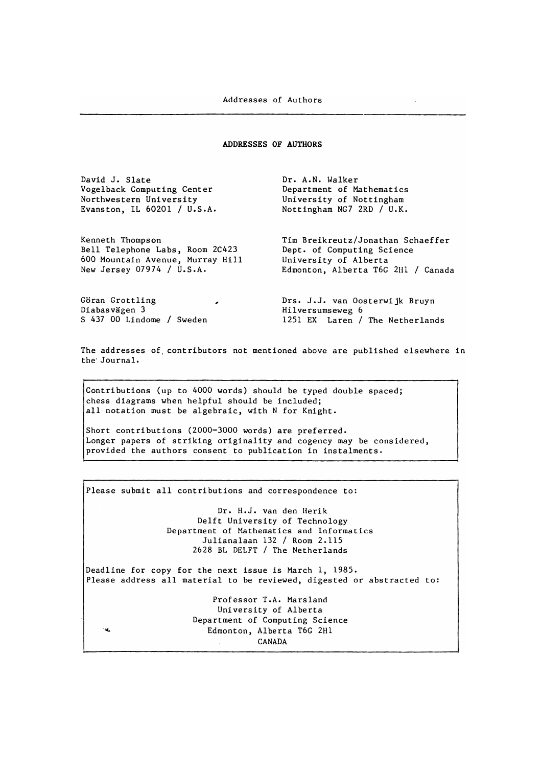# ADDRESSES OF AUTHORS

David J. Slate
Vogelback Computing Center
Northwestern University
Evanston, IL 60201 / U.S.A.

Kenneth Thompson
Bell Telephone Labs, Room 2C423
600 Mountain Avenue, Murray Hill
New Jersey 07974 / U.S.A.

Göran Grottling
Diabasvägen 3
S 437 00 Lindome / Sweden

Dr. A.N. Walker
Department of Mathematics
University of Nottingham
Nottingham NG7 2RD / U.K.

Tim Breikreutz/Jonathan Schaeffer
Dept. of Computing Science
University of Alberta
Edmonton, Alberta T6G 2H1 / Canada

Drs. J.J. van Oosterwijk Bruyn
Hilversumseweg 6
1251 EX Laren / The Netherlands

The addresses of contributors not mentioned above are published elsewhere in the Journal.

---

Contributions (up to 4000 words) should be typed double spaced;
chess diagrams when helpful should be included;
all notation must be algebraic, with N for Knight.

Short contributions (2000-3000 words) are preferred.
Longer papers of striking originality and cogency may be considered, provided the authors consent to publication in instalments.

---

Please submit all contributions and correspondence to:

Dr. H.J. van den Herik
Delft University of Technology
Department of Mathematics and Informatics
Julianalaan 132 / Room 2.115
2628 BL DELFT / The Netherlands

Deadline for copy for the next issue is March 1, 1985.
Please address all material to be reviewed, digested or abstracted to:

Professor T.A. Marsland
University of Alberta
Department of Computing Science
Edmonton, Alberta T6G 2H1
CANADA